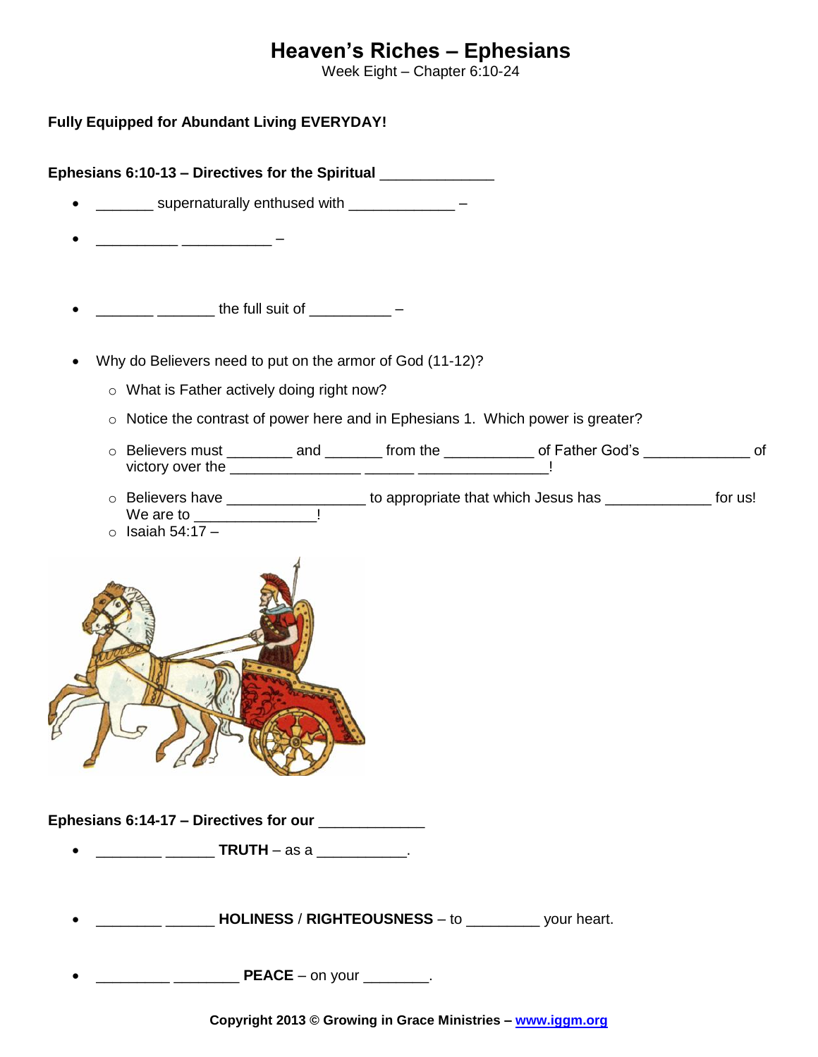# Heaven's Riches – Ephesians

Week Eight – Chapter 6:10-24

**Fully Equipped for Abundant Living EVERYDAY!**

**Ephesians 6:10-13 – Directives for the Spiritual _____________**

- _______ supernaturally enthused with ____________ –
- __________ __________ –
- _______ _______ the full suit of __________ –
- Why do Believers need to put on the armor of God (11-12)?
  - What is Father actively doing right now?
  - Notice the contrast of power here and in Ephesians 1. Which power is greater?
  - Believers must ________ and _______ from the ___________ of Father God's _____________ of victory over the _______________ ______ _______________!
  - Believers have ________________ to appropriate that which Jesus has ____________ for us! We are to ______________!
  - Isaiah 54:17 –

**Ephesians 6:14-17 – Directives for our ____________**

- ________ ______ **TRUTH** – as a ___________.
- ________ ______ **HOLINESS** / **RIGHTEOUSNESS** – to _________ your heart.
- _________ ________ **PEACE** – on your ________.

**Copyright 2013 © Growing in Grace Ministries – www.iggm.org**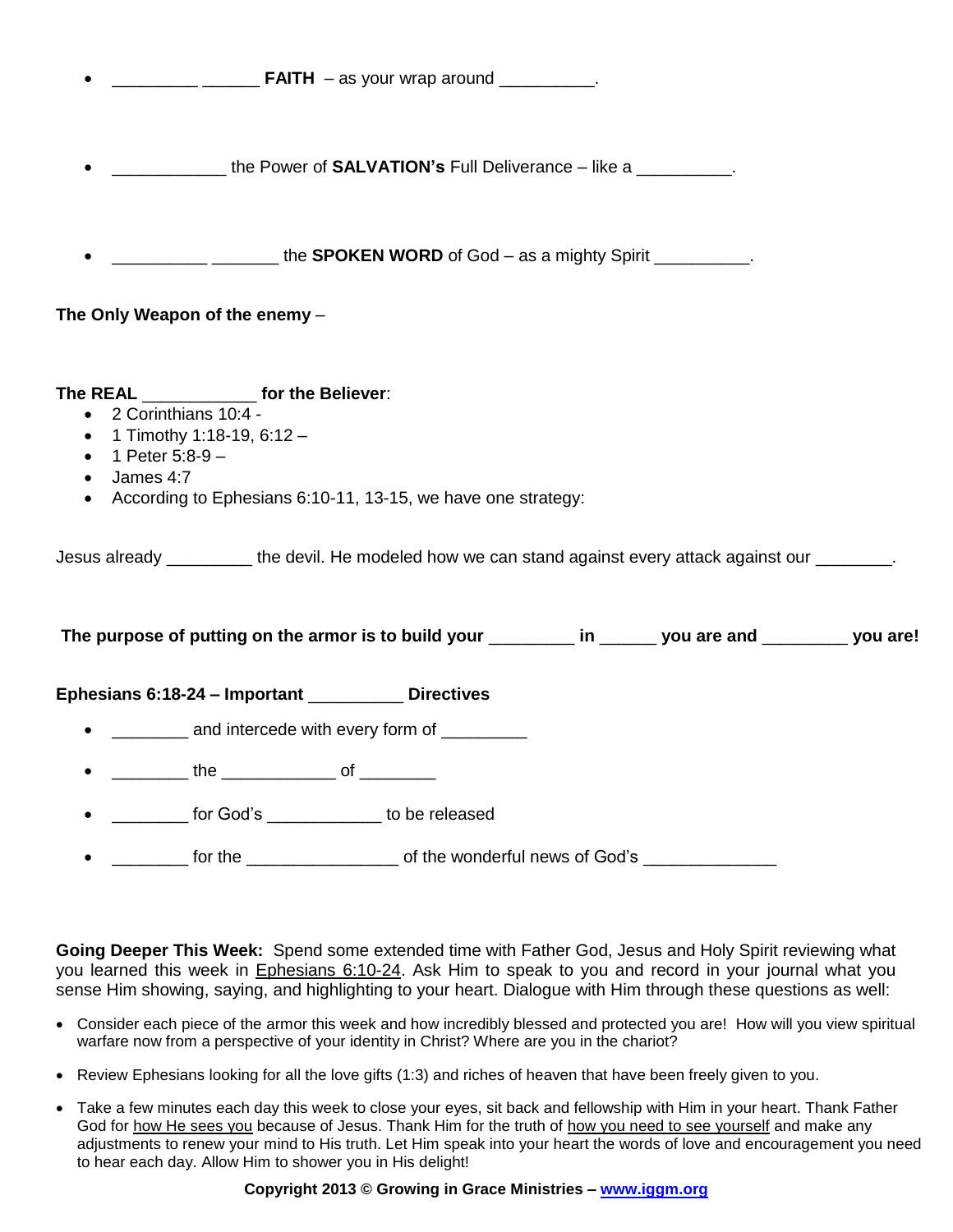- _________ ______ **FAITH** – as your wrap around __________.

- ____________ the Power of **SALVATION's** Full Deliverance – like a __________.

- __________ _______ the **SPOKEN WORD** of God – as a mighty Spirit __________.

**The Only Weapon of the enemy** –

**The REAL ____________ for the Believer**:

- 2 Corinthians 10:4 -
- 1 Timothy 1:18-19, 6:12 –
- 1 Peter 5:8-9 –
- James 4:7
- According to Ephesians 6:10-11, 13-15, we have one strategy:

Jesus already _________ the devil. He modeled how we can stand against every attack against our ________.

**The purpose of putting on the armor is to build your _________ in ______ you are and _________ you are!**

**Ephesians 6:18-24 – Important __________ Directives**

- ________ and intercede with every form of _________
- ________ the ____________ of ________
- ________ for God's ____________ to be released
- ________ for the ________________ of the wonderful news of God's ______________

**Going Deeper This Week:** Spend some extended time with Father God, Jesus and Holy Spirit reviewing what you learned this week in Ephesians 6:10-24. Ask Him to speak to you and record in your journal what you sense Him showing, saying, and highlighting to your heart. Dialogue with Him through these questions as well:

- Consider each piece of the armor this week and how incredibly blessed and protected you are! How will you view spiritual warfare now from a perspective of your identity in Christ? Where are you in the chariot?
- Review Ephesians looking for all the love gifts (1:3) and riches of heaven that have been freely given to you.
- Take a few minutes each day this week to close your eyes, sit back and fellowship with Him in your heart. Thank Father God for how He sees you because of Jesus. Thank Him for the truth of how you need to see yourself and make any adjustments to renew your mind to His truth. Let Him speak into your heart the words of love and encouragement you need to hear each day. Allow Him to shower you in His delight!

**Copyright 2013 © Growing in Grace Ministries – www.iggm.org**